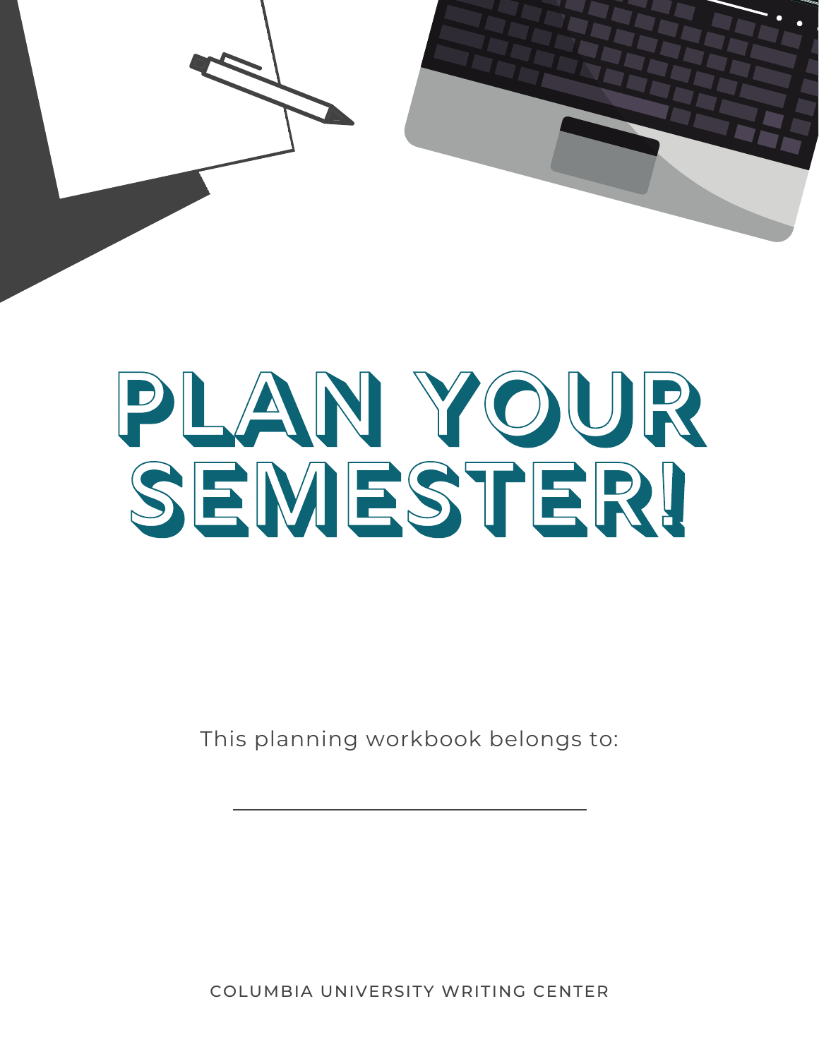# PLAN YOUR SEMESTER!

This planning workbook belongs to:

\_\_\_\_\_\_\_\_\_\_\_\_\_\_\_\_\_\_\_\_\_\_\_\_\_\_\_\_\_\_

COLUMBIA UNIVERSITY WRITING CENTER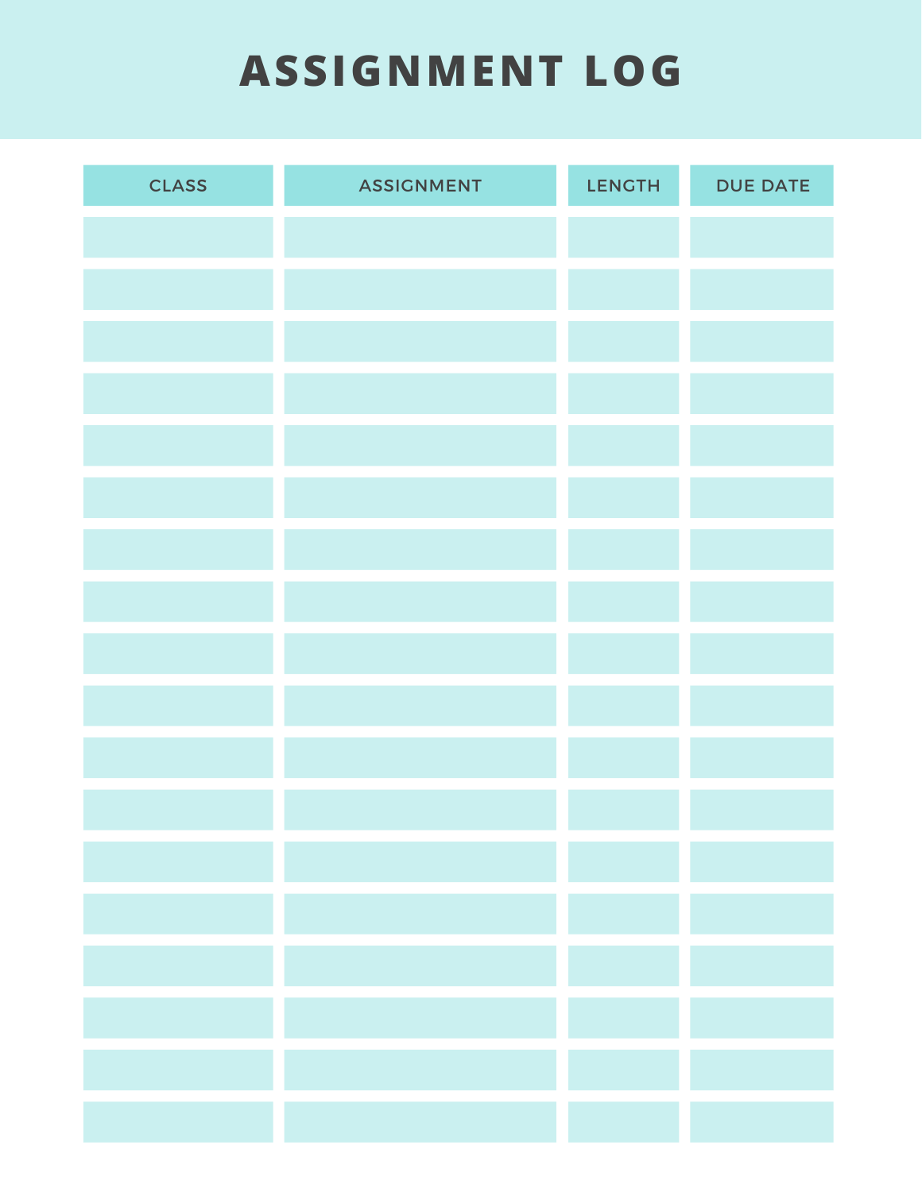# ASSIGNMENT LOG

| CLASS | ASSIGNMENT | LENGTH | DUE DATE |
|---|---|---|---|
| | | | |
| | | | |
| | | | |
| | | | |
| | | | |
| | | | |
| | | | |
| | | | |
| | | | |
| | | | |
| | | | |
| | | | |
| | | | |
| | | | |
| | | | |
| | | | |
| | | | |
| | | | |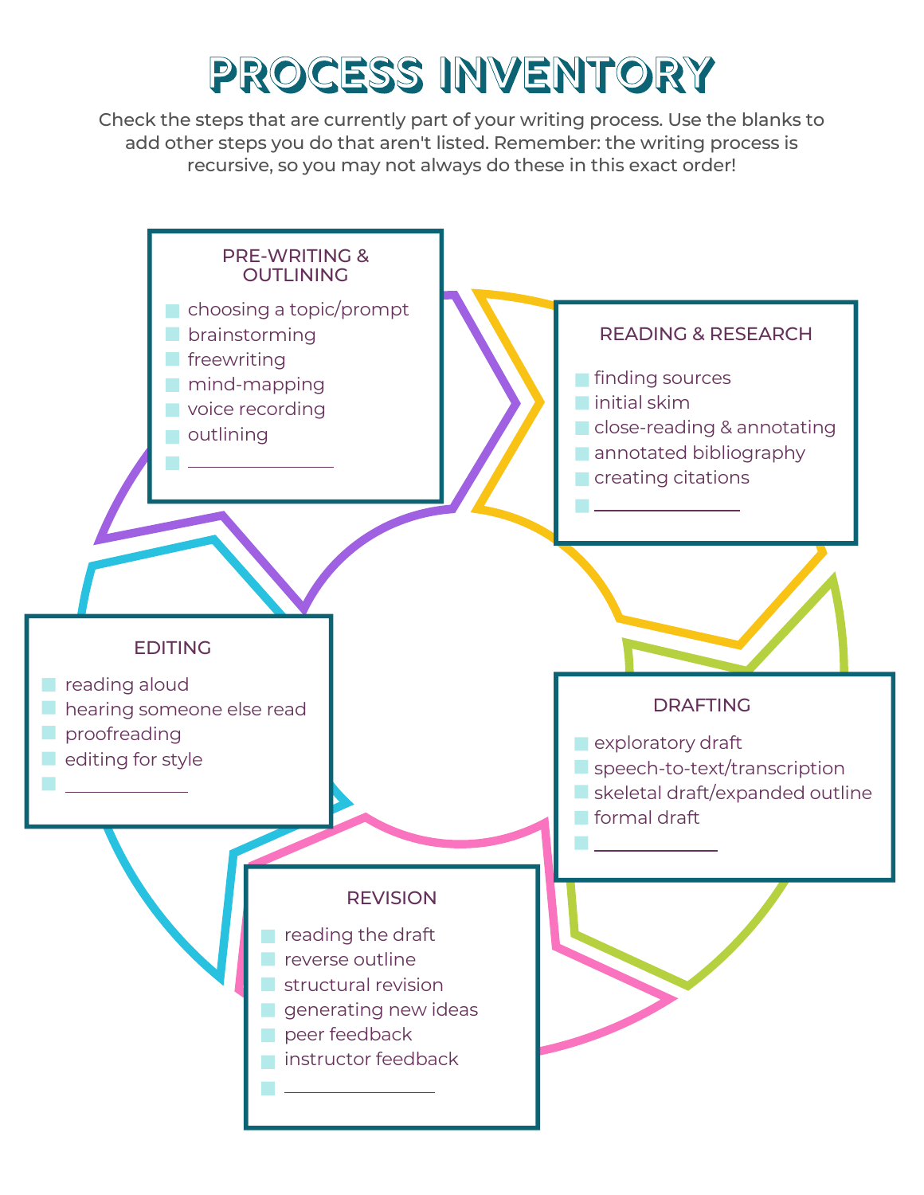# PROCESS INVENTORY

Check the steps that are currently part of your writing process. Use the blanks to add other steps you do that aren't listed. Remember: the writing process is recursive, so you may not always do these in this exact order!

## PRE-WRITING & OUTLINING

- [ ] choosing a topic/prompt
- [ ] brainstorming
- [ ] freewriting
- [ ] mind-mapping
- [ ] voice recording
- [ ] outlining
- [ ] ______________

## READING & RESEARCH

- [ ] finding sources
- [ ] initial skim
- [ ] close-reading & annotating
- [ ] annotated bibliography
- [ ] creating citations
- [ ] ______________

## DRAFTING

- [ ] exploratory draft
- [ ] speech-to-text/transcription
- [ ] skeletal draft/expanded outline
- [ ] formal draft
- [ ] ______________

## REVISION

- [ ] reading the draft
- [ ] reverse outline
- [ ] structural revision
- [ ] generating new ideas
- [ ] peer feedback
- [ ] instructor feedback
- [ ] ______________

## EDITING

- [ ] reading aloud
- [ ] hearing someone else read
- [ ] proofreading
- [ ] editing for style
- [ ] ______________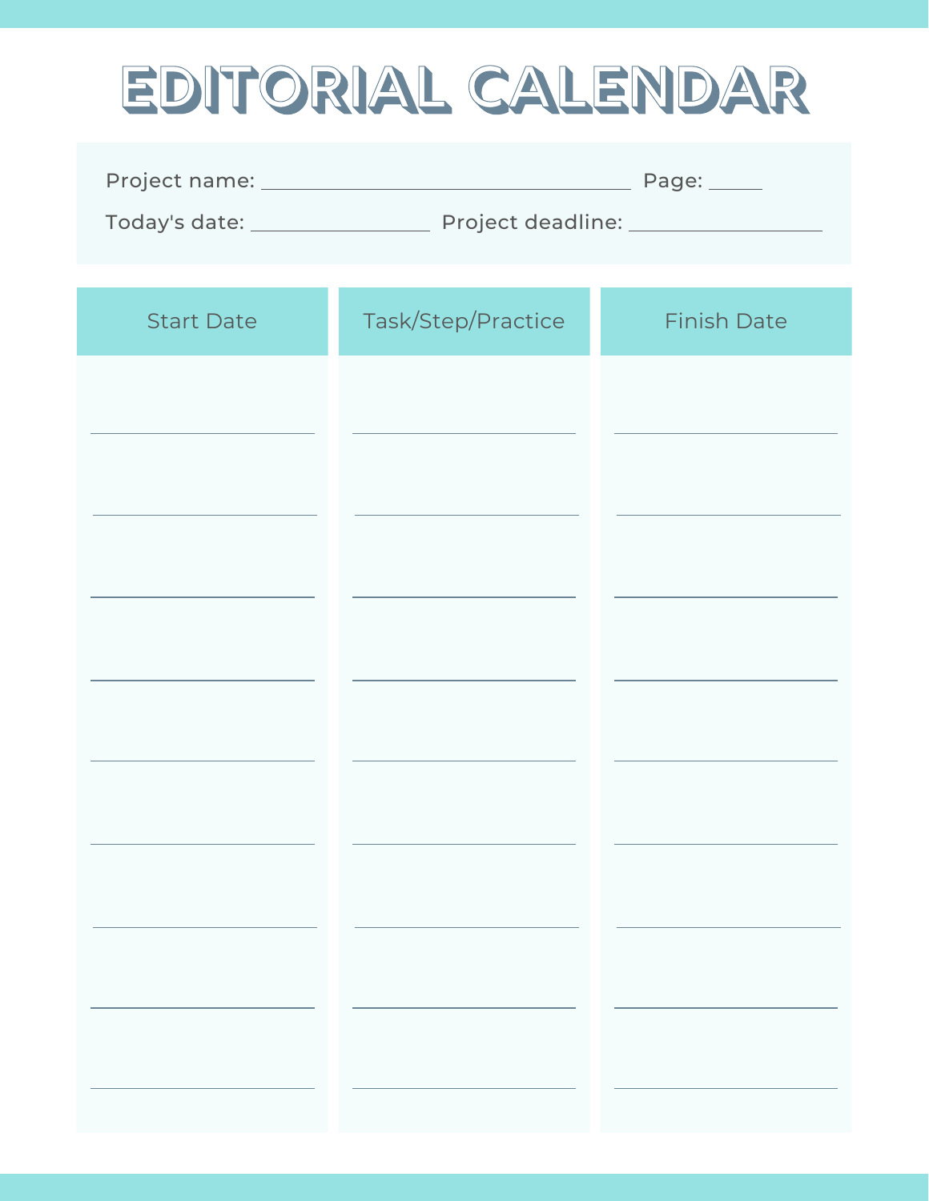# EDITORIAL CALENDAR

Project name: ______________________________ Page: _____

Today's date: ________________ Project deadline: ________________

| Start Date | Task/Step/Practice | Finish Date |
| --- | --- | --- |
| | | |
| | | |
| | | |
| | | |
| | | |
| | | |
| | | |
| | | |
| | | |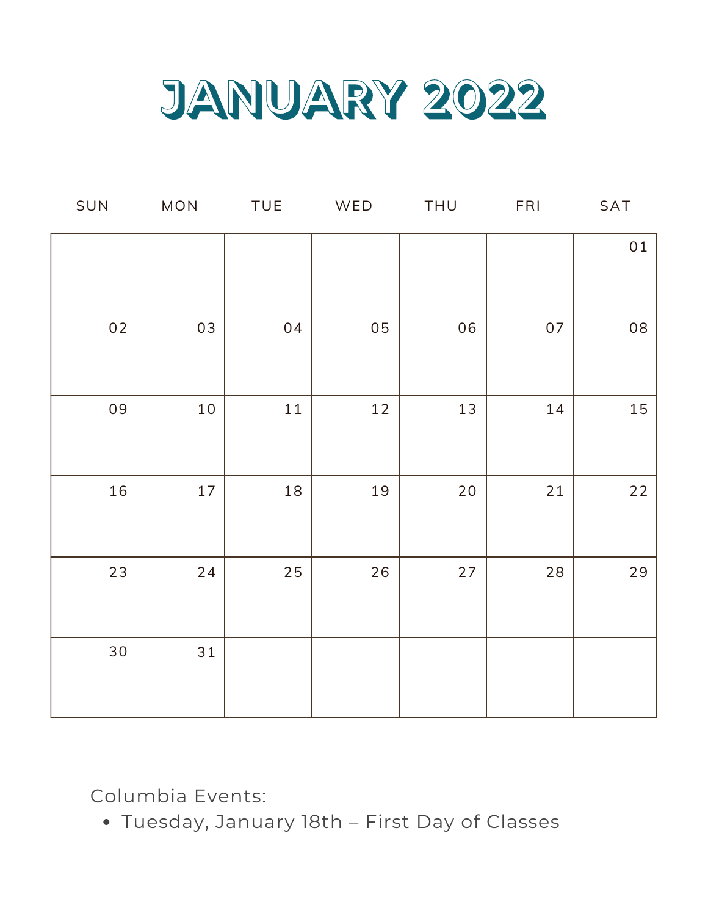# JANUARY 2022

| SUN | MON | TUE | WED | THU | FRI | SAT |
|---|---|---|---|---|---|---|
| | | | | | | 01 |
| 02 | 03 | 04 | 05 | 06 | 07 | 08 |
| 09 | 10 | 11 | 12 | 13 | 14 | 15 |
| 16 | 17 | 18 | 19 | 20 | 21 | 22 |
| 23 | 24 | 25 | 26 | 27 | 28 | 29 |
| 30 | 31 | | | | | |

Columbia Events:

- Tuesday, January 18th – First Day of Classes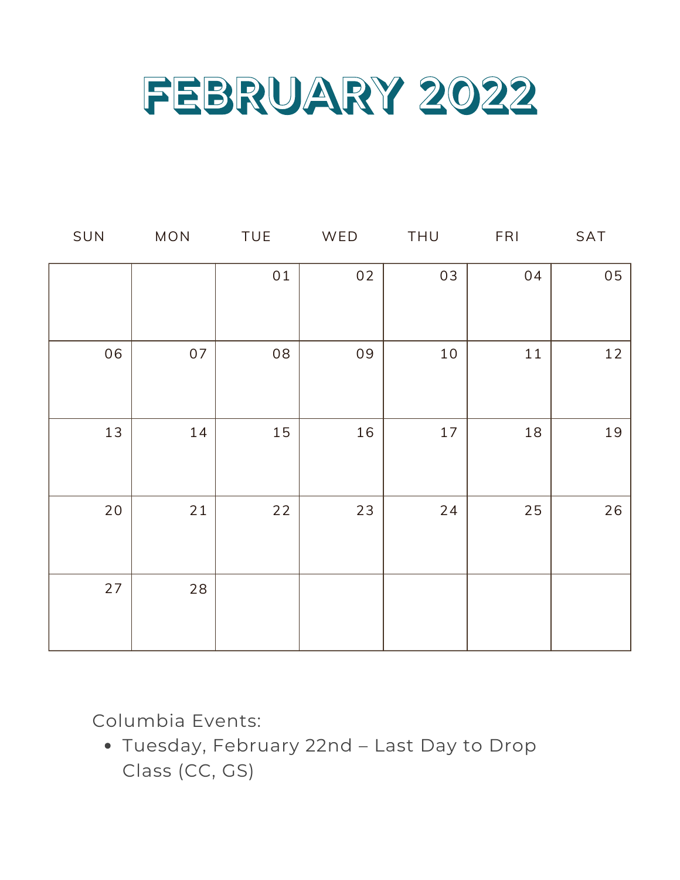# FEBRUARY 2022

| SUN | MON | TUE | WED | THU | FRI | SAT |
|---|---|---|---|---|---|---|
| | | 01 | 02 | 03 | 04 | 05 |
| 06 | 07 | 08 | 09 | 10 | 11 | 12 |
| 13 | 14 | 15 | 16 | 17 | 18 | 19 |
| 20 | 21 | 22 | 23 | 24 | 25 | 26 |
| 27 | 28 | | | | | |

Columbia Events:

- Tuesday, February 22nd – Last Day to Drop Class (CC, GS)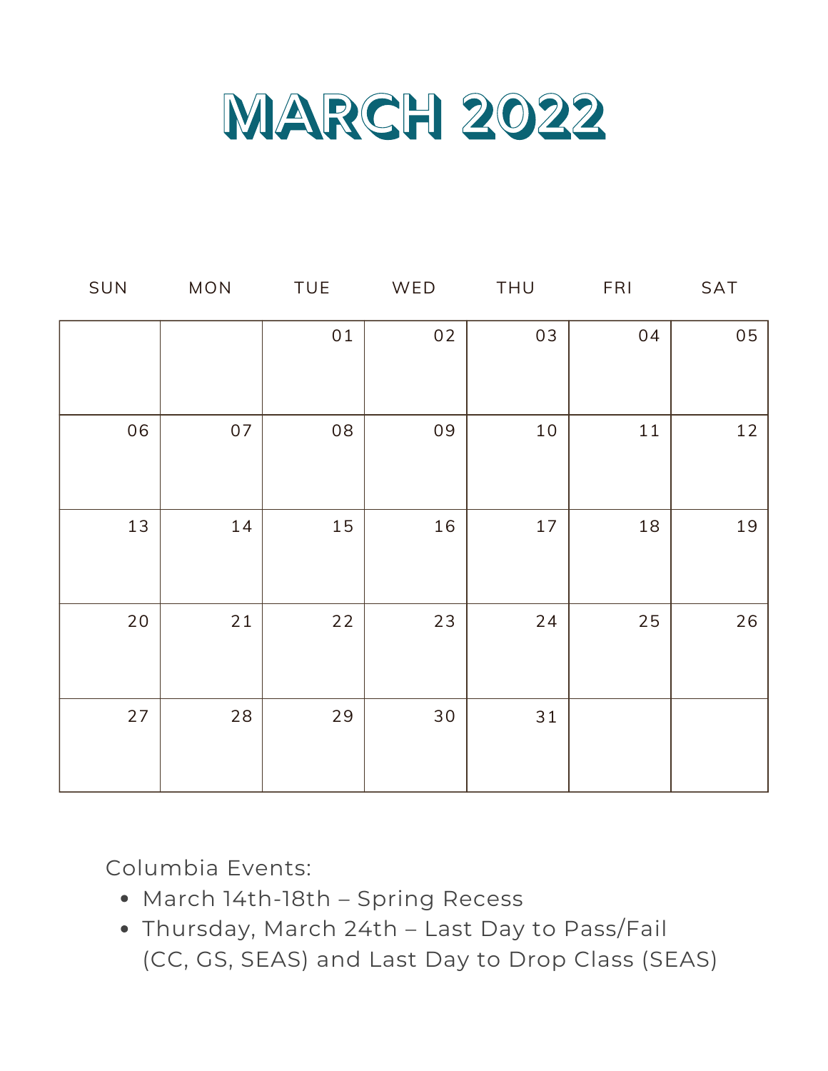# MARCH 2022

| SUN | MON | TUE | WED | THU | FRI | SAT |
|---|---|---|---|---|---|---|
| | | 01 | 02 | 03 | 04 | 05 |
| 06 | 07 | 08 | 09 | 10 | 11 | 12 |
| 13 | 14 | 15 | 16 | 17 | 18 | 19 |
| 20 | 21 | 22 | 23 | 24 | 25 | 26 |
| 27 | 28 | 29 | 30 | 31 | | |

Columbia Events:

- March 14th-18th – Spring Recess
- Thursday, March 24th – Last Day to Pass/Fail (CC, GS, SEAS) and Last Day to Drop Class (SEAS)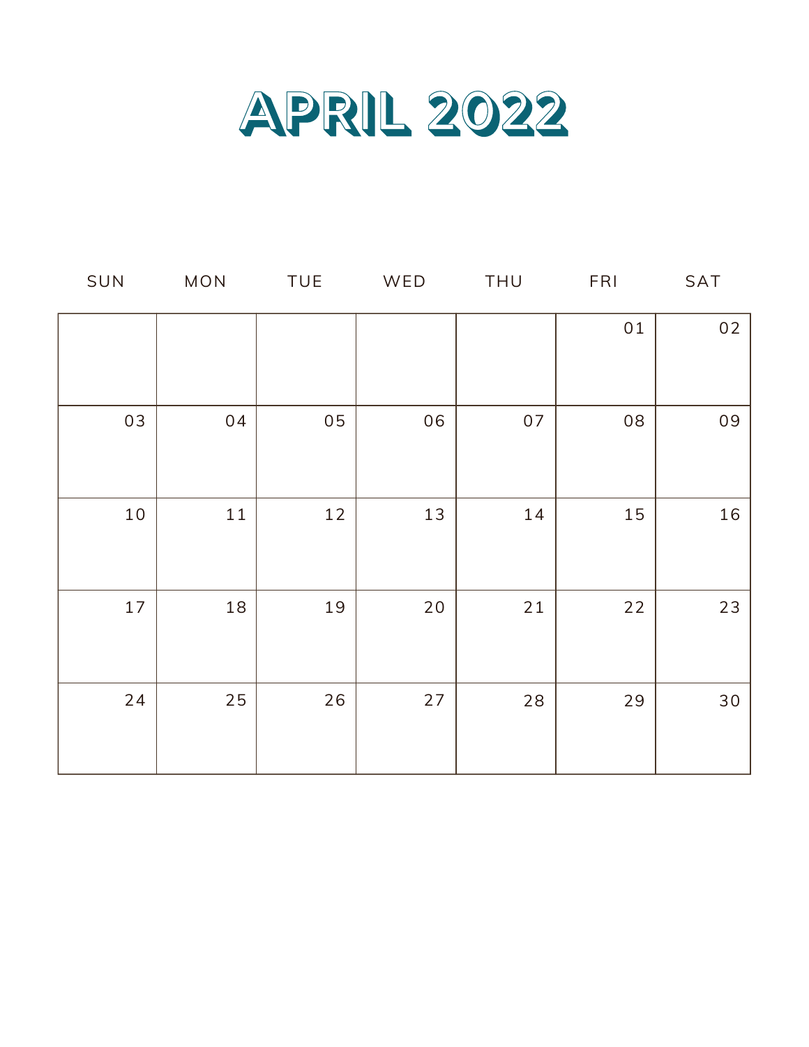# APRIL 2022

| SUN | MON | TUE | WED | THU | FRI | SAT |
|---|---|---|---|---|---|---|
| | | | | | 01 | 02 |
| 03 | 04 | 05 | 06 | 07 | 08 | 09 |
| 10 | 11 | 12 | 13 | 14 | 15 | 16 |
| 17 | 18 | 19 | 20 | 21 | 22 | 23 |
| 24 | 25 | 26 | 27 | 28 | 29 | 30 |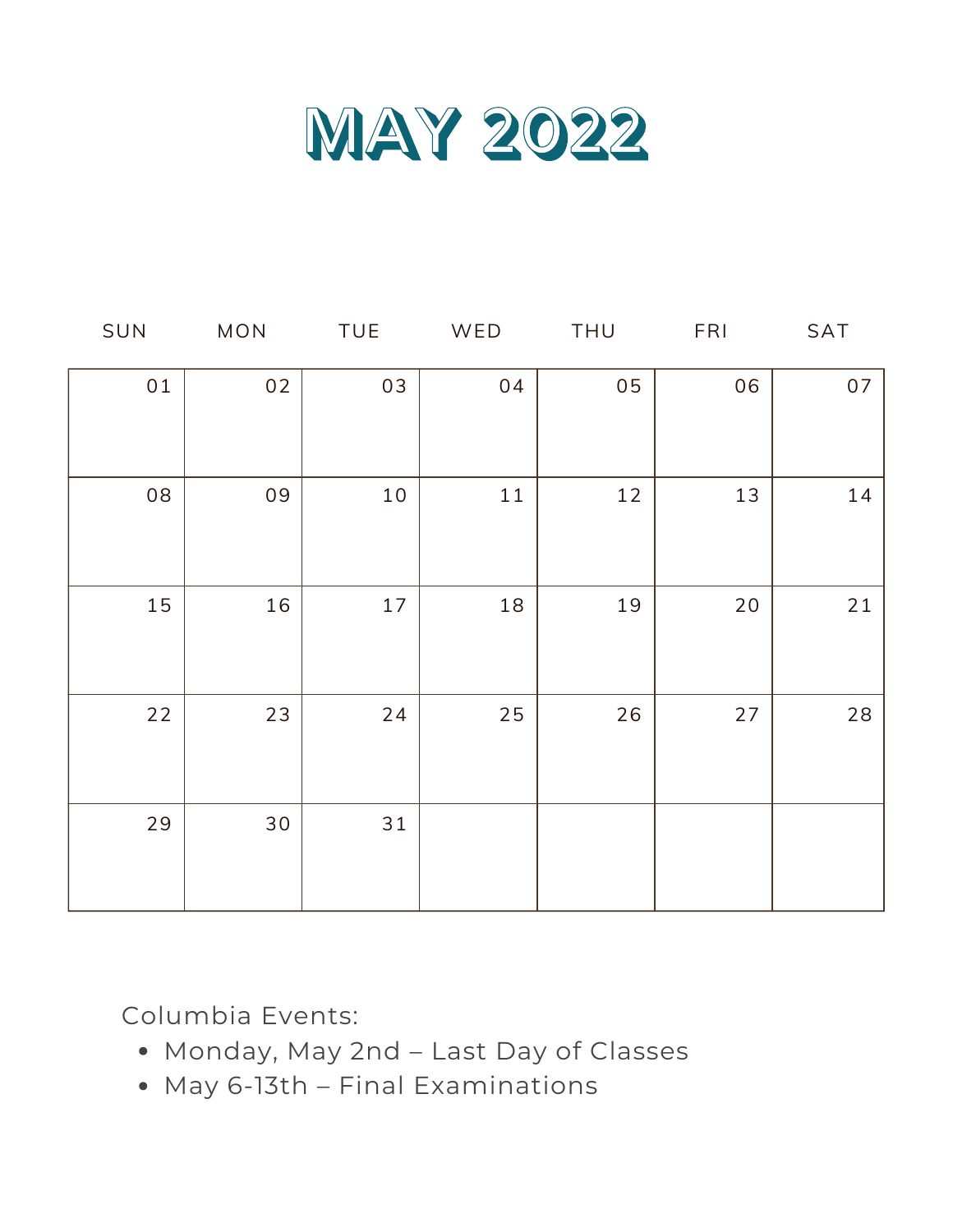# MAY 2022

| SUN | MON | TUE | WED | THU | FRI | SAT |
|---|---|---|---|---|---|---|
| 01 | 02 | 03 | 04 | 05 | 06 | 07 |
| 08 | 09 | 10 | 11 | 12 | 13 | 14 |
| 15 | 16 | 17 | 18 | 19 | 20 | 21 |
| 22 | 23 | 24 | 25 | 26 | 27 | 28 |
| 29 | 30 | 31 | | | | |

Columbia Events:

- Monday, May 2nd – Last Day of Classes
- May 6-13th – Final Examinations